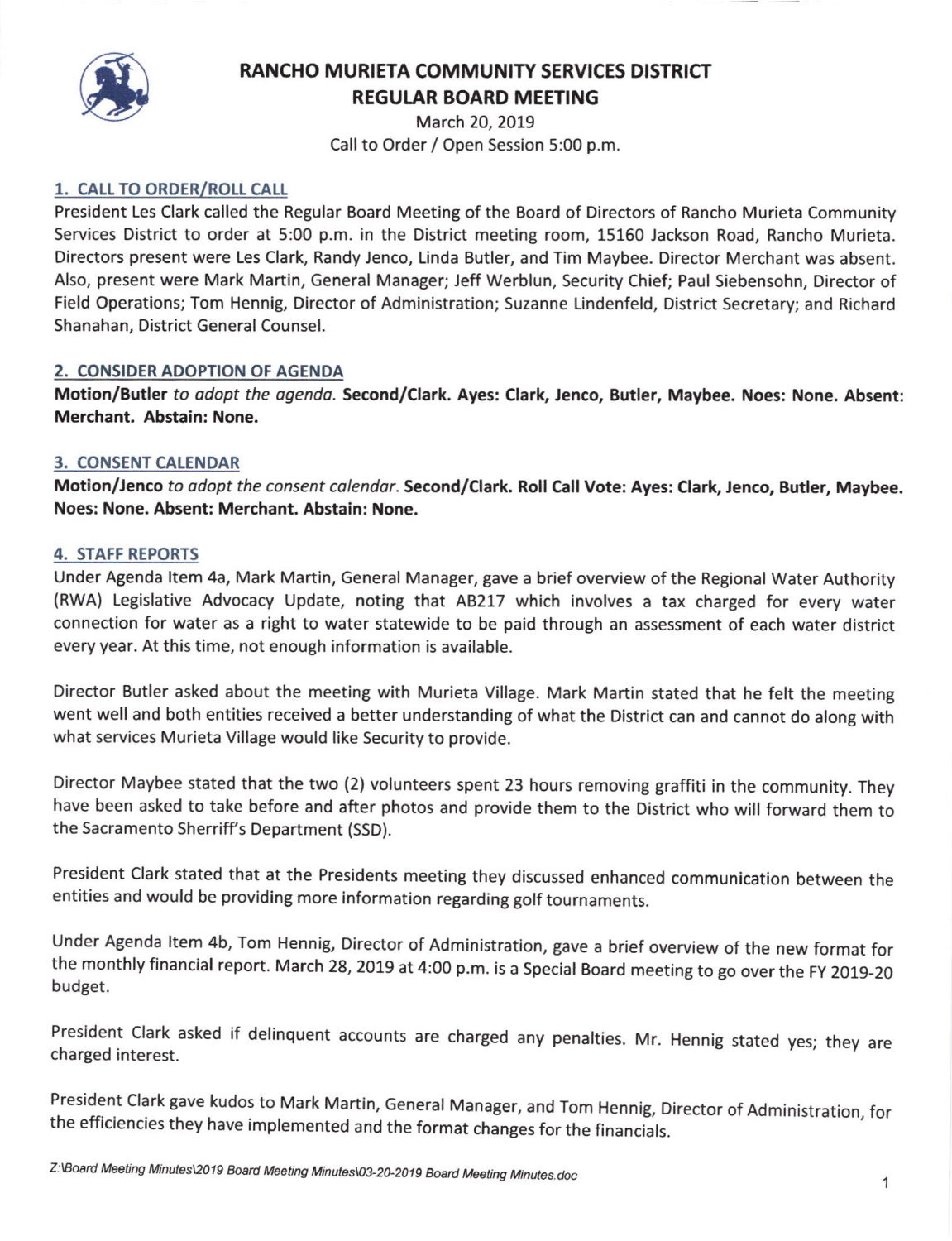# RANCHO MURIETA COMMUNITY SERVICES DISTRICT
## REGULAR BOARD MEETING

March 20, 2019
Call to Order / Open Session 5:00 p.m.

### 1. CALL TO ORDER/ROLL CALL

President Les Clark called the Regular Board Meeting of the Board of Directors of Rancho Murieta Community Services District to order at 5:00 p.m. in the District meeting room, 15160 Jackson Road, Rancho Murieta. Directors present were Les Clark, Randy Jenco, Linda Butler, and Tim Maybee. Director Merchant was absent. Also, present were Mark Martin, General Manager; Jeff Werblun, Security Chief; Paul Siebensohn, Director of Field Operations; Tom Hennig, Director of Administration; Suzanne Lindenfeld, District Secretary; and Richard Shanahan, District General Counsel.

### 2. CONSIDER ADOPTION OF AGENDA

**Motion/Butler** *to adopt the agenda.* **Second/Clark. Ayes: Clark, Jenco, Butler, Maybee. Noes: None. Absent: Merchant. Abstain: None.**

### 3. CONSENT CALENDAR

**Motion/Jenco** *to adopt the consent calendar.* **Second/Clark. Roll Call Vote: Ayes: Clark, Jenco, Butler, Maybee. Noes: None. Absent: Merchant. Abstain: None.**

### 4. STAFF REPORTS

Under Agenda Item 4a, Mark Martin, General Manager, gave a brief overview of the Regional Water Authority (RWA) Legislative Advocacy Update, noting that AB217 which involves a tax charged for every water connection for water as a right to water statewide to be paid through an assessment of each water district every year. At this time, not enough information is available.

Director Butler asked about the meeting with Murieta Village. Mark Martin stated that he felt the meeting went well and both entities received a better understanding of what the District can and cannot do along with what services Murieta Village would like Security to provide.

Director Maybee stated that the two (2) volunteers spent 23 hours removing graffiti in the community. They have been asked to take before and after photos and provide them to the District who will forward them to the Sacramento Sherriff's Department (SSD).

President Clark stated that at the Presidents meeting they discussed enhanced communication between the entities and would be providing more information regarding golf tournaments.

Under Agenda Item 4b, Tom Hennig, Director of Administration, gave a brief overview of the new format for the monthly financial report. March 28, 2019 at 4:00 p.m. is a Special Board meeting to go over the FY 2019-20 budget.

President Clark asked if delinquent accounts are charged any penalties. Mr. Hennig stated yes; they are charged interest.

President Clark gave kudos to Mark Martin, General Manager, and Tom Hennig, Director of Administration, for the efficiencies they have implemented and the format changes for the financials.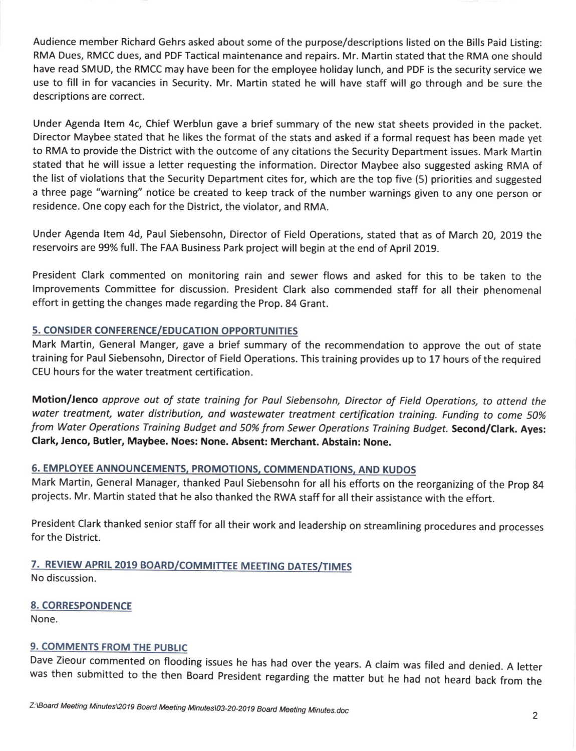Audience member Richard Gehrs asked about some of the purpose/descriptions listed on the Bills Paid Listing: RMA Dues, RMCC dues, and PDF Tactical maintenance and repairs. Mr. Martin stated that the RMA one should have read SMUD, the RMCC may have been for the employee holiday lunch, and PDF is the security service we use to fill in for vacancies in Security. Mr. Martin stated he will have staff will go through and be sure the descriptions are correct.

Under Agenda Item 4c, Chief Werblun gave a brief summary of the new stat sheets provided in the packet. Director Maybee stated that he likes the format of the stats and asked if a formal request has been made yet to RMA to provide the District with the outcome of any citations the Security Department issues. Mark Martin stated that he will issue a letter requesting the information. Director Maybee also suggested asking RMA of the list of violations that the Security Department cites for, which are the top five (5) priorities and suggested a three page "warning" notice be created to keep track of the number warnings given to any one person or residence. One copy each for the District, the violator, and RMA.

Under Agenda Item 4d, Paul Siebensohn, Director of Field Operations, stated that as of March 20, 2019 the reservoirs are 99% full. The FAA Business Park project will begin at the end of April 2019.

President Clark commented on monitoring rain and sewer flows and asked for this to be taken to the Improvements Committee for discussion. President Clark also commended staff for all their phenomenal effort in getting the changes made regarding the Prop. 84 Grant.

## 5. CONSIDER CONFERENCE/EDUCATION OPPORTUNITIES

Mark Martin, General Manger, gave a brief summary of the recommendation to approve the out of state training for Paul Siebensohn, Director of Field Operations. This training provides up to 17 hours of the required CEU hours for the water treatment certification.

**Motion/Jenco** *approve out of state training for Paul Siebensohn, Director of Field Operations, to attend the water treatment, water distribution, and wastewater treatment certification training. Funding to come 50% from Water Operations Training Budget and 50% from Sewer Operations Training Budget.* **Second/Clark. Ayes: Clark, Jenco, Butler, Maybee. Noes: None. Absent: Merchant. Abstain: None.**

## 6. EMPLOYEE ANNOUNCEMENTS, PROMOTIONS, COMMENDATIONS, AND KUDOS

Mark Martin, General Manager, thanked Paul Siebensohn for all his efforts on the reorganizing of the Prop 84 projects. Mr. Martin stated that he also thanked the RWA staff for all their assistance with the effort.

President Clark thanked senior staff for all their work and leadership on streamlining procedures and processes for the District.

## 7. REVIEW APRIL 2019 BOARD/COMMITTEE MEETING DATES/TIMES

No discussion.

## 8. CORRESPONDENCE

None.

## 9. COMMENTS FROM THE PUBLIC

Dave Zieour commented on flooding issues he has had over the years. A claim was filed and denied. A letter was then submitted to the then Board President regarding the matter but he had not heard back from the

Z:\Board Meeting Minutes\2019 Board Meeting Minutes\03-20-2019 Board Meeting Minutes.doc